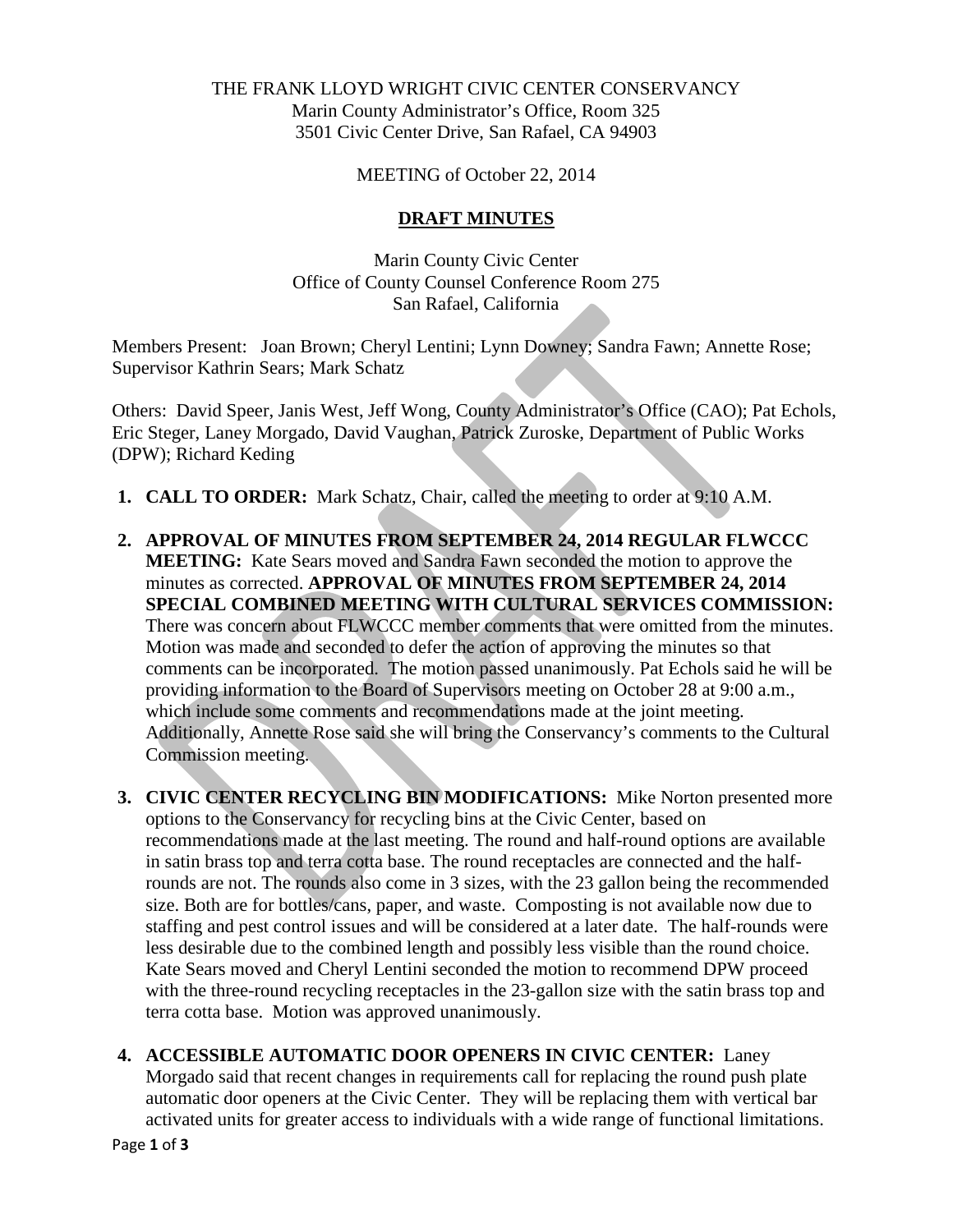THE FRANK LLOYD WRIGHT CIVIC CENTER CONSERVANCY
Marin County Administrator's Office, Room 325
3501 Civic Center Drive, San Rafael, CA 94903

MEETING of October 22, 2014

## DRAFT MINUTES

Marin County Civic Center
Office of County Counsel Conference Room 275
San Rafael, California

Members Present: Joan Brown; Cheryl Lentini; Lynn Downey; Sandra Fawn; Annette Rose; Supervisor Kathrin Sears; Mark Schatz

Others: David Speer, Janis West, Jeff Wong, County Administrator's Office (CAO); Pat Echols, Eric Steger, Laney Morgado, David Vaughan, Patrick Zuroske, Department of Public Works (DPW); Richard Keding

1. **CALL TO ORDER:** Mark Schatz, Chair, called the meeting to order at 9:10 A.M.

2. **APPROVAL OF MINUTES FROM SEPTEMBER 24, 2014 REGULAR FLWCCC MEETING:** Kate Sears moved and Sandra Fawn seconded the motion to approve the minutes as corrected. **APPROVAL OF MINUTES FROM SEPTEMBER 24, 2014 SPECIAL COMBINED MEETING WITH CULTURAL SERVICES COMMISSION:** There was concern about FLWCCC member comments that were omitted from the minutes. Motion was made and seconded to defer the action of approving the minutes so that comments can be incorporated. The motion passed unanimously. Pat Echols said he will be providing information to the Board of Supervisors meeting on October 28 at 9:00 a.m., which include some comments and recommendations made at the joint meeting. Additionally, Annette Rose said she will bring the Conservancy's comments to the Cultural Commission meeting.

3. **CIVIC CENTER RECYCLING BIN MODIFICATIONS:** Mike Norton presented more options to the Conservancy for recycling bins at the Civic Center, based on recommendations made at the last meeting. The round and half-round options are available in satin brass top and terra cotta base. The round receptacles are connected and the half-rounds are not. The rounds also come in 3 sizes, with the 23 gallon being the recommended size. Both are for bottles/cans, paper, and waste. Composting is not available now due to staffing and pest control issues and will be considered at a later date. The half-rounds were less desirable due to the combined length and possibly less visible than the round choice. Kate Sears moved and Cheryl Lentini seconded the motion to recommend DPW proceed with the three-round recycling receptacles in the 23-gallon size with the satin brass top and terra cotta base. Motion was approved unanimously.

4. **ACCESSIBLE AUTOMATIC DOOR OPENERS IN CIVIC CENTER:** Laney Morgado said that recent changes in requirements call for replacing the round push plate automatic door openers at the Civic Center. They will be replacing them with vertical bar activated units for greater access to individuals with a wide range of functional limitations.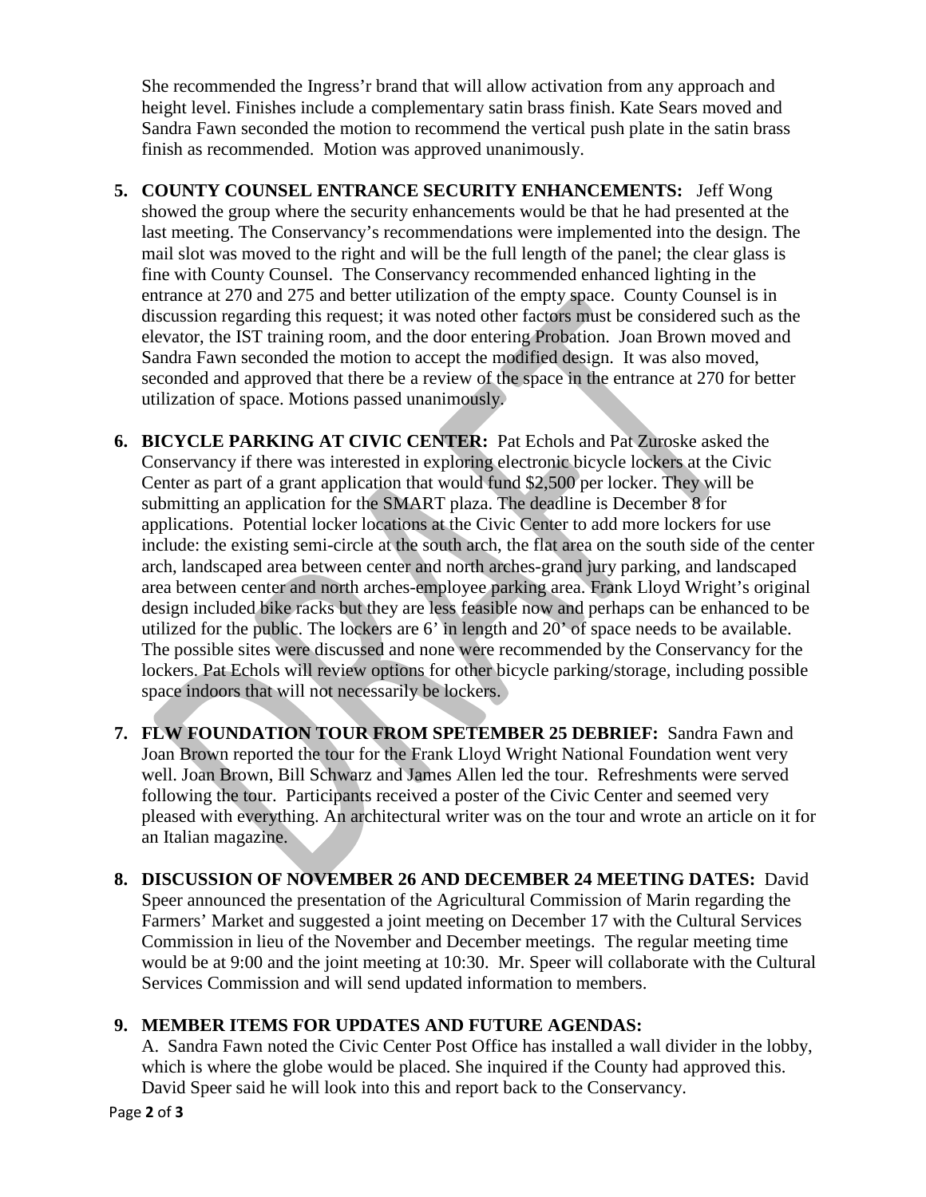She recommended the Ingress'r brand that will allow activation from any approach and height level. Finishes include a complementary satin brass finish. Kate Sears moved and Sandra Fawn seconded the motion to recommend the vertical push plate in the satin brass finish as recommended. Motion was approved unanimously.

5. **COUNTY COUNSEL ENTRANCE SECURITY ENHANCEMENTS:** Jeff Wong showed the group where the security enhancements would be that he had presented at the last meeting. The Conservancy's recommendations were implemented into the design. The mail slot was moved to the right and will be the full length of the panel; the clear glass is fine with County Counsel. The Conservancy recommended enhanced lighting in the entrance at 270 and 275 and better utilization of the empty space. County Counsel is in discussion regarding this request; it was noted other factors must be considered such as the elevator, the IST training room, and the door entering Probation. Joan Brown moved and Sandra Fawn seconded the motion to accept the modified design. It was also moved, seconded and approved that there be a review of the space in the entrance at 270 for better utilization of space. Motions passed unanimously.

6. **BICYCLE PARKING AT CIVIC CENTER:** Pat Echols and Pat Zuroske asked the Conservancy if there was interested in exploring electronic bicycle lockers at the Civic Center as part of a grant application that would fund $2,500 per locker. They will be submitting an application for the SMART plaza. The deadline is December 8 for applications. Potential locker locations at the Civic Center to add more lockers for use include: the existing semi-circle at the south arch, the flat area on the south side of the center arch, landscaped area between center and north arches-grand jury parking, and landscaped area between center and north arches-employee parking area. Frank Lloyd Wright's original design included bike racks but they are less feasible now and perhaps can be enhanced to be utilized for the public. The lockers are 6' in length and 20' of space needs to be available. The possible sites were discussed and none were recommended by the Conservancy for the lockers. Pat Echols will review options for other bicycle parking/storage, including possible space indoors that will not necessarily be lockers.

7. **FLW FOUNDATION TOUR FROM SPETEMBER 25 DEBRIEF:** Sandra Fawn and Joan Brown reported the tour for the Frank Lloyd Wright National Foundation went very well. Joan Brown, Bill Schwarz and James Allen led the tour. Refreshments were served following the tour. Participants received a poster of the Civic Center and seemed very pleased with everything. An architectural writer was on the tour and wrote an article on it for an Italian magazine.

8. **DISCUSSION OF NOVEMBER 26 AND DECEMBER 24 MEETING DATES:** David Speer announced the presentation of the Agricultural Commission of Marin regarding the Farmers' Market and suggested a joint meeting on December 17 with the Cultural Services Commission in lieu of the November and December meetings. The regular meeting time would be at 9:00 and the joint meeting at 10:30. Mr. Speer will collaborate with the Cultural Services Commission and will send updated information to members.

9. **MEMBER ITEMS FOR UPDATES AND FUTURE AGENDAS:**

   A. Sandra Fawn noted the Civic Center Post Office has installed a wall divider in the lobby, which is where the globe would be placed. She inquired if the County had approved this. David Speer said he will look into this and report back to the Conservancy.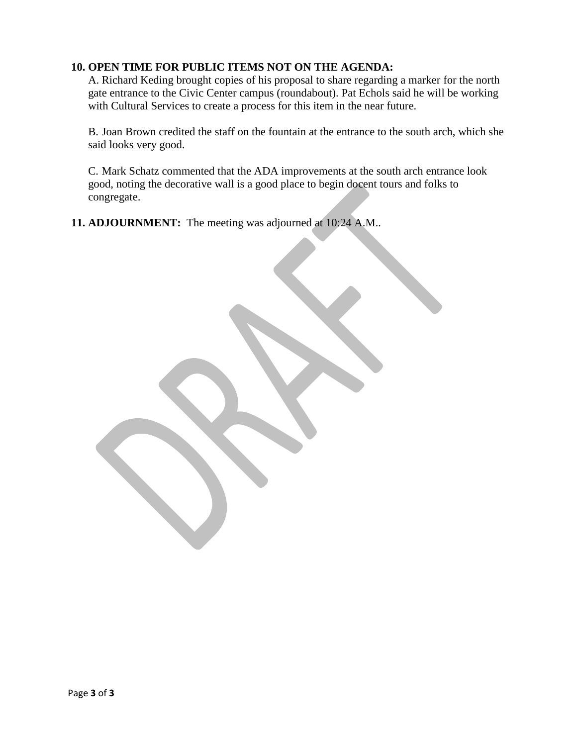**10. OPEN TIME FOR PUBLIC ITEMS NOT ON THE AGENDA:**

A. Richard Keding brought copies of his proposal to share regarding a marker for the north gate entrance to the Civic Center campus (roundabout). Pat Echols said he will be working with Cultural Services to create a process for this item in the near future.

B. Joan Brown credited the staff on the fountain at the entrance to the south arch, which she said looks very good.

C. Mark Schatz commented that the ADA improvements at the south arch entrance look good, noting the decorative wall is a good place to begin docent tours and folks to congregate.

**11. ADJOURNMENT:** The meeting was adjourned at 10:24 A.M..